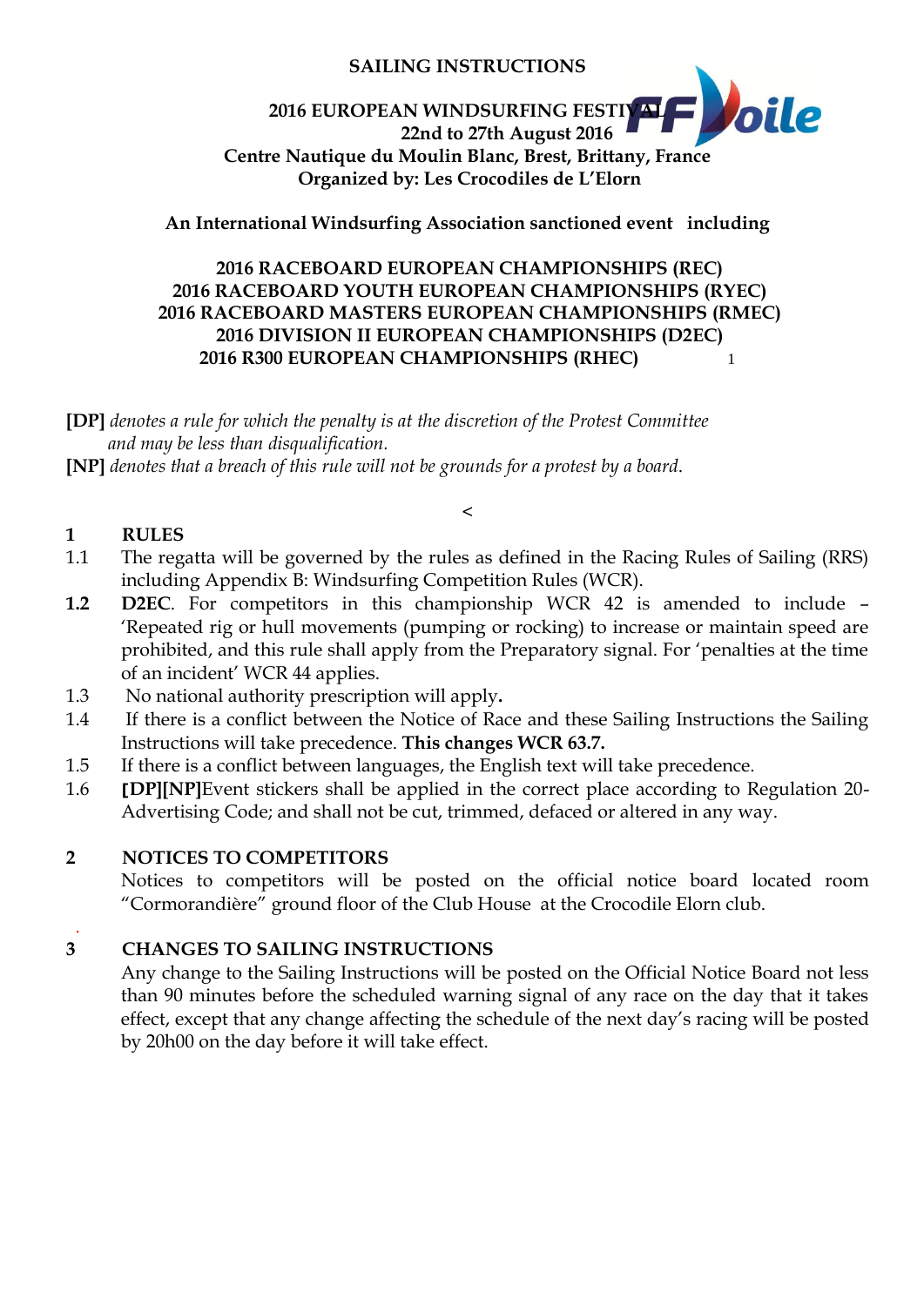**SAILING INSTRUCTIONS**

**2016 EUROPEAN WINDSURFING FESTIVAL**
**22nd to 27th August 2016**
**Centre Nautique du Moulin Blanc, Brest, Brittany, France**
**Organized by: Les Crocodiles de L'Elorn**

**An International Windsurfing Association sanctioned event including**

**2016 RACEBOARD EUROPEAN CHAMPIONSHIPS (REC)**
**2016 RACEBOARD YOUTH EUROPEAN CHAMPIONSHIPS (RYEC)**
**2016 RACEBOARD MASTERS EUROPEAN CHAMPIONSHIPS (RMEC)**
**2016 DIVISION II EUROPEAN CHAMPIONSHIPS (D2EC)**
**2016 R300 EUROPEAN CHAMPIONSHIPS (RHEC)**

**[DP]** *denotes a rule for which the penalty is at the discretion of the Protest Committee and may be less than disqualification.*
**[NP]** *denotes that a breach of this rule will not be grounds for a protest by a board.*

## 1 RULES

1.1 The regatta will be governed by the rules as defined in the Racing Rules of Sailing (RRS) including Appendix B: Windsurfing Competition Rules (WCR).

**1.2** **D2EC**. For competitors in this championship WCR 42 is amended to include – 'Repeated rig or hull movements (pumping or rocking) to increase or maintain speed are prohibited, and this rule shall apply from the Preparatory signal. For 'penalties at the time of an incident' WCR 44 applies.

1.3 No national authority prescription will apply.

1.4 If there is a conflict between the Notice of Race and these Sailing Instructions the Sailing Instructions will take precedence. **This changes WCR 63.7.**

1.5 If there is a conflict between languages, the English text will take precedence.

1.6 **[DP][NP]**Event stickers shall be applied in the correct place according to Regulation 20- Advertising Code; and shall not be cut, trimmed, defaced or altered in any way.

## 2 NOTICES TO COMPETITORS

Notices to competitors will be posted on the official notice board located room "Cormorandière" ground floor of the Club House at the Crocodile Elorn club.

## 3 CHANGES TO SAILING INSTRUCTIONS

Any change to the Sailing Instructions will be posted on the Official Notice Board not less than 90 minutes before the scheduled warning signal of any race on the day that it takes effect, except that any change affecting the schedule of the next day's racing will be posted by 20h00 on the day before it will take effect.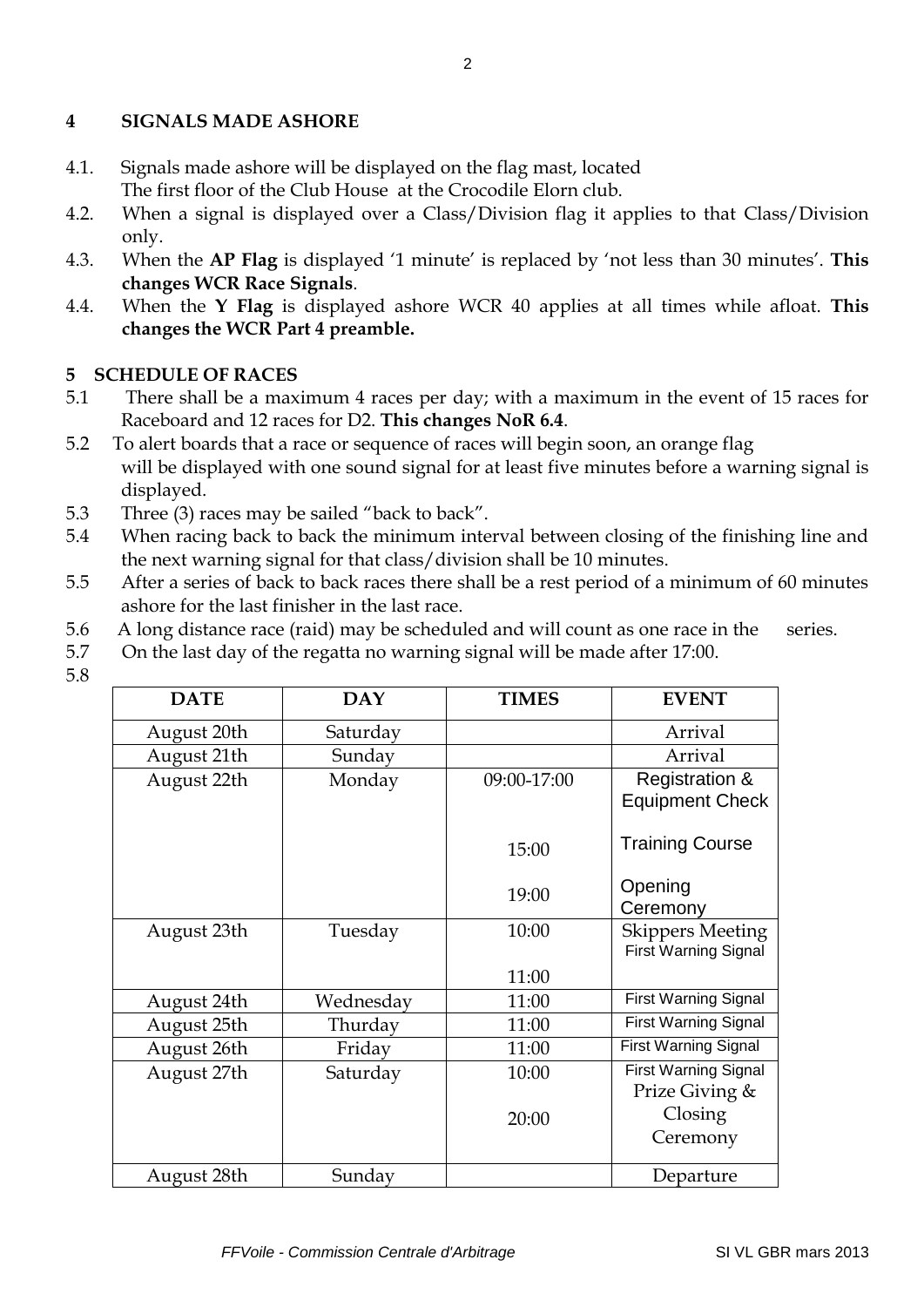## 4 SIGNALS MADE ASHORE

4.1. Signals made ashore will be displayed on the flag mast, located The first floor of the Club House at the Crocodile Elorn club.

4.2. When a signal is displayed over a Class/Division flag it applies to that Class/Division only.

4.3. When the **AP Flag** is displayed '1 minute' is replaced by 'not less than 30 minutes'. **This changes WCR Race Signals**.

4.4. When the **Y Flag** is displayed ashore WCR 40 applies at all times while afloat. **This changes the WCR Part 4 preamble.**

## 5 SCHEDULE OF RACES

5.1 There shall be a maximum 4 races per day; with a maximum in the event of 15 races for Raceboard and 12 races for D2. **This changes NoR 6.4**.

5.2 To alert boards that a race or sequence of races will begin soon, an orange flag will be displayed with one sound signal for at least five minutes before a warning signal is displayed.

5.3 Three (3) races may be sailed "back to back".

5.4 When racing back to back the minimum interval between closing of the finishing line and the next warning signal for that class/division shall be 10 minutes.

5.5 After a series of back to back races there shall be a rest period of a minimum of 60 minutes ashore for the last finisher in the last race.

5.6 A long distance race (raid) may be scheduled and will count as one race in the series.

5.7 On the last day of the regatta no warning signal will be made after 17:00.

5.8

| DATE | DAY | TIMES | EVENT |
|---|---|---|---|
| August 20th | Saturday | | Arrival |
| August 21th | Sunday | | Arrival |
| August 22th | Monday | 09:00-17:00 | Registration & Equipment Check |
| | | 15:00 | Training Course |
| | | 19:00 | Opening Ceremony |
| August 23th | Tuesday | 10:00 | Skippers Meeting |
| | | 11:00 | First Warning Signal |
| August 24th | Wednesday | 11:00 | First Warning Signal |
| August 25th | Thurday | 11:00 | First Warning Signal |
| August 26th | Friday | 11:00 | First Warning Signal |
| August 27th | Saturday | 10:00 | First Warning Signal |
| | | 20:00 | Prize Giving & Closing Ceremony |
| August 28th | Sunday | | Departure |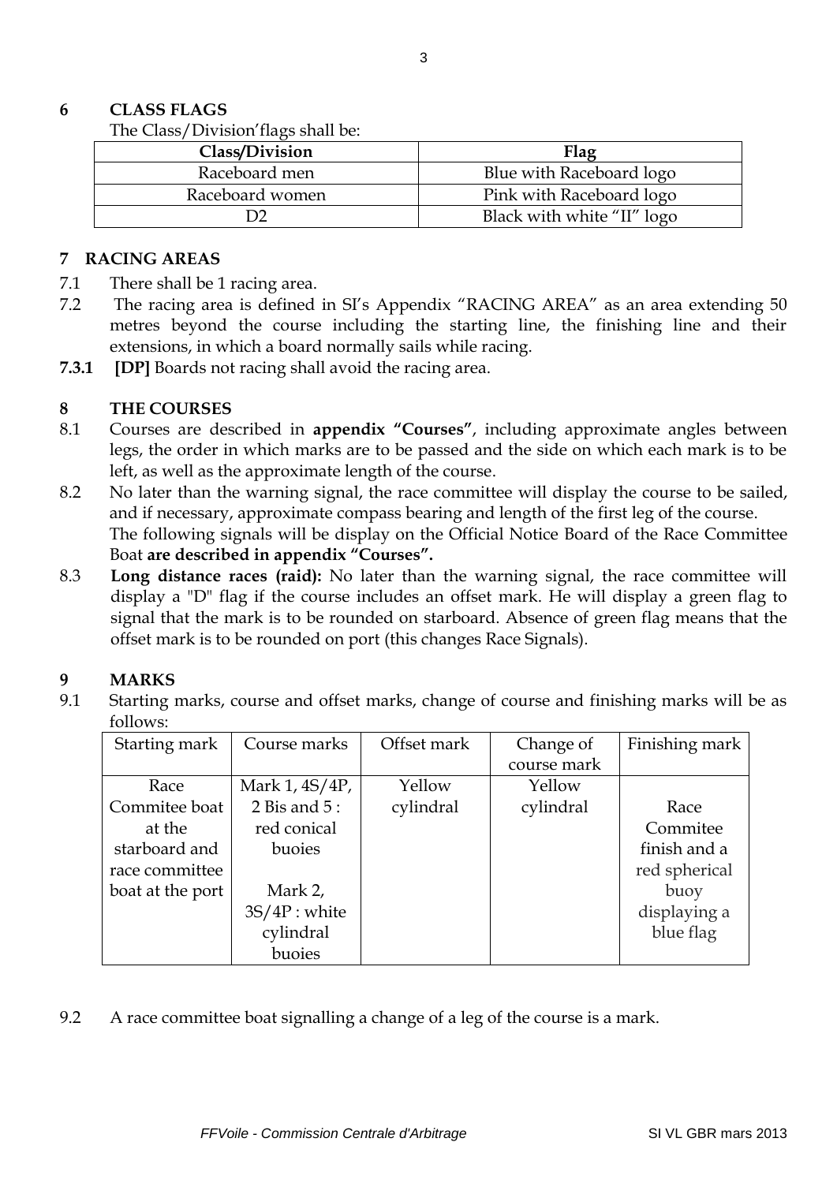## 6 CLASS FLAGS

The Class/Division'flags shall be:

| Class/Division | Flag |
|---|---|
| Raceboard men | Blue with Raceboard logo |
| Raceboard women | Pink with Raceboard logo |
| D2 | Black with white "II" logo |

## 7 RACING AREAS

7.1 There shall be 1 racing area.

7.2 The racing area is defined in SI's Appendix "RACING AREA" as an area extending 50 metres beyond the course including the starting line, the finishing line and their extensions, in which a board normally sails while racing.

**7.3.1** **[DP]** Boards not racing shall avoid the racing area.

## 8 THE COURSES

8.1 Courses are described in **appendix "Courses"**, including approximate angles between legs, the order in which marks are to be passed and the side on which each mark is to be left, as well as the approximate length of the course.

8.2 No later than the warning signal, the race committee will display the course to be sailed, and if necessary, approximate compass bearing and length of the first leg of the course.
The following signals will be display on the Official Notice Board of the Race Committee Boat **are described in appendix "Courses".**

8.3 **Long distance races (raid):** No later than the warning signal, the race committee will display a "D" flag if the course includes an offset mark. He will display a green flag to signal that the mark is to be rounded on starboard. Absence of green flag means that the offset mark is to be rounded on port (this changes Race Signals).

## 9 MARKS

9.1 Starting marks, course and offset marks, change of course and finishing marks will be as follows:

| Starting mark | Course marks | Offset mark | Change of course mark | Finishing mark |
|---|---|---|---|---|
| Race Commitee boat at the starboard and race committee boat at the port | Mark 1, 4S/4P, 2 Bis and 5 : red conical buoies<br><br>Mark 2, 3S/4P : white cylindral buoies | Yellow cylindral | Yellow cylindral | Race Commitee finish and a red spherical buoy displaying a blue flag |

9.2 A race committee boat signalling a change of a leg of the course is a mark.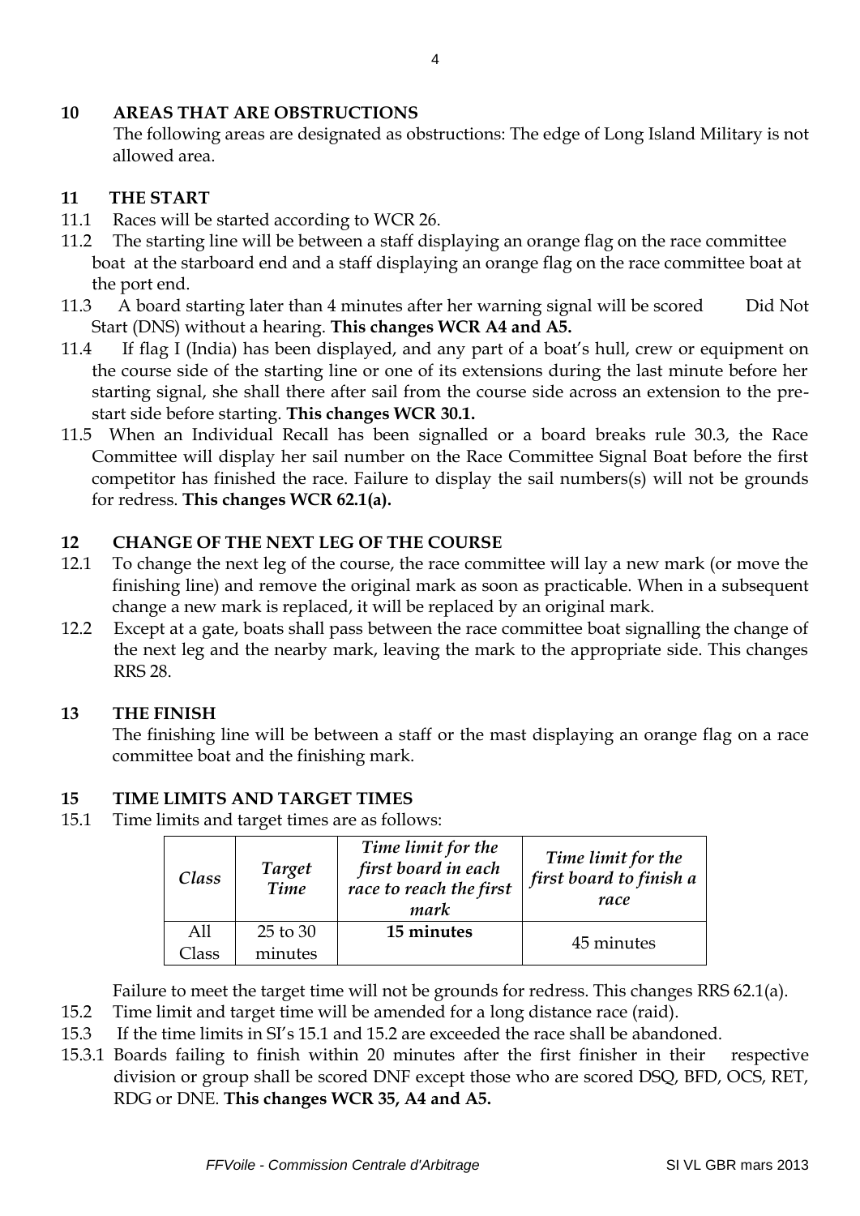## 10 AREAS THAT ARE OBSTRUCTIONS

The following areas are designated as obstructions: The edge of Long Island Military is not allowed area.

## 11 THE START

11.1 Races will be started according to WCR 26.

11.2 The starting line will be between a staff displaying an orange flag on the race committee boat at the starboard end and a staff displaying an orange flag on the race committee boat at the port end.

11.3 A board starting later than 4 minutes after her warning signal will be scored Did Not Start (DNS) without a hearing. **This changes WCR A4 and A5.**

11.4 If flag I (India) has been displayed, and any part of a boat's hull, crew or equipment on the course side of the starting line or one of its extensions during the last minute before her starting signal, she shall there after sail from the course side across an extension to the pre-start side before starting. **This changes WCR 30.1.**

11.5 When an Individual Recall has been signalled or a board breaks rule 30.3, the Race Committee will display her sail number on the Race Committee Signal Boat before the first competitor has finished the race. Failure to display the sail numbers(s) will not be grounds for redress. **This changes WCR 62.1(a).**

## 12 CHANGE OF THE NEXT LEG OF THE COURSE

12.1 To change the next leg of the course, the race committee will lay a new mark (or move the finishing line) and remove the original mark as soon as practicable. When in a subsequent change a new mark is replaced, it will be replaced by an original mark.

12.2 Except at a gate, boats shall pass between the race committee boat signalling the change of the next leg and the nearby mark, leaving the mark to the appropriate side. This changes RRS 28.

## 13 THE FINISH

The finishing line will be between a staff or the mast displaying an orange flag on a race committee boat and the finishing mark.

## 15 TIME LIMITS AND TARGET TIMES

15.1 Time limits and target times are as follows:

| *Class* | *Target Time* | *Time limit for the first board in each race to reach the first mark* | *Time limit for the first board to finish a race* |
|---|---|---|---|
| All Class | 25 to 30 minutes | **15 minutes** | 45 minutes |

Failure to meet the target time will not be grounds for redress. This changes RRS 62.1(a).

15.2 Time limit and target time will be amended for a long distance race (raid).

15.3 If the time limits in SI's 15.1 and 15.2 are exceeded the race shall be abandoned.

15.3.1 Boards failing to finish within 20 minutes after the first finisher in their respective division or group shall be scored DNF except those who are scored DSQ, BFD, OCS, RET, RDG or DNE. **This changes WCR 35, A4 and A5.**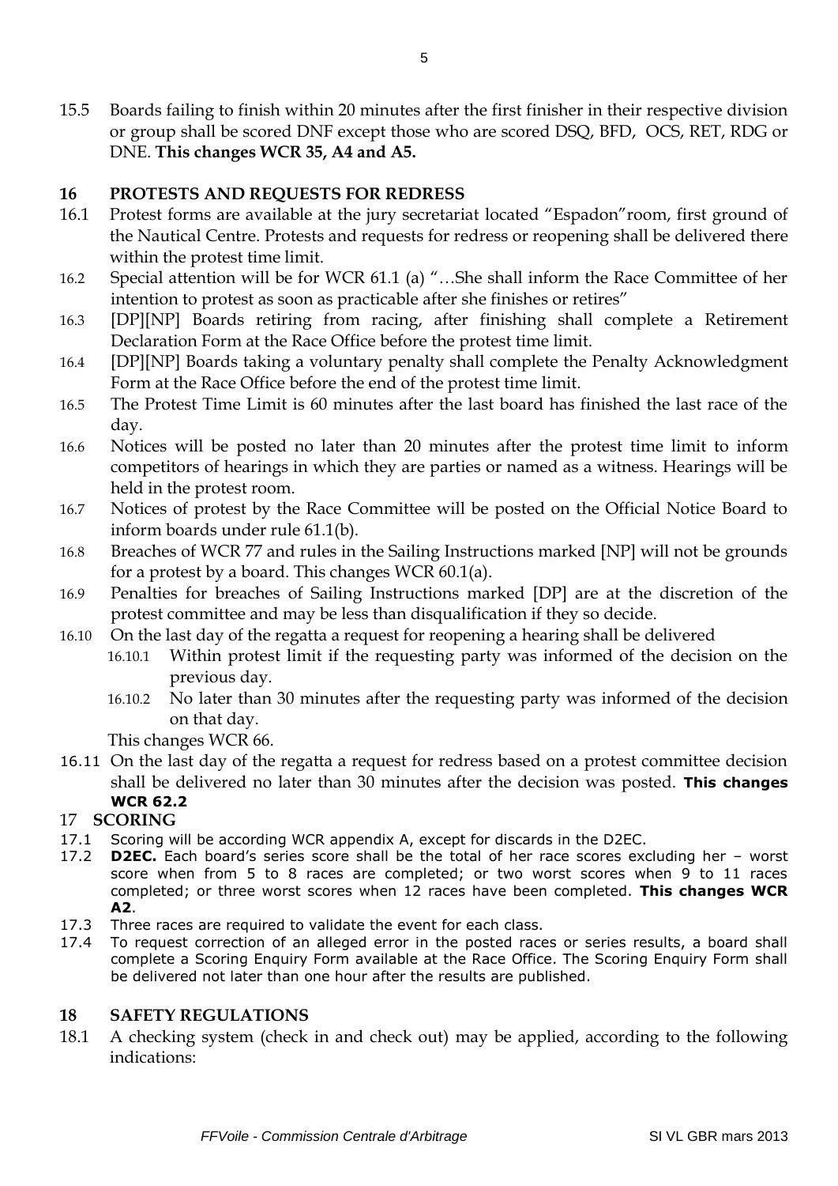15.5 Boards failing to finish within 20 minutes after the first finisher in their respective division or group shall be scored DNF except those who are scored DSQ, BFD, OCS, RET, RDG or DNE. **This changes WCR 35, A4 and A5.**

## 16 PROTESTS AND REQUESTS FOR REDRESS

16.1 Protest forms are available at the jury secretariat located "Espadon"room, first ground of the Nautical Centre. Protests and requests for redress or reopening shall be delivered there within the protest time limit.

16.2 Special attention will be for WCR 61.1 (a) "…She shall inform the Race Committee of her intention to protest as soon as practicable after she finishes or retires"

16.3 [DP][NP] Boards retiring from racing, after finishing shall complete a Retirement Declaration Form at the Race Office before the protest time limit.

16.4 [DP][NP] Boards taking a voluntary penalty shall complete the Penalty Acknowledgment Form at the Race Office before the end of the protest time limit.

16.5 The Protest Time Limit is 60 minutes after the last board has finished the last race of the day.

16.6 Notices will be posted no later than 20 minutes after the protest time limit to inform competitors of hearings in which they are parties or named as a witness. Hearings will be held in the protest room.

16.7 Notices of protest by the Race Committee will be posted on the Official Notice Board to inform boards under rule 61.1(b).

16.8 Breaches of WCR 77 and rules in the Sailing Instructions marked [NP] will not be grounds for a protest by a board. This changes WCR 60.1(a).

16.9 Penalties for breaches of Sailing Instructions marked [DP] are at the discretion of the protest committee and may be less than disqualification if they so decide.

16.10 On the last day of the regatta a request for reopening a hearing shall be delivered

- 16.10.1 Within protest limit if the requesting party was informed of the decision on the previous day.
- 16.10.2 No later than 30 minutes after the requesting party was informed of the decision on that day.

This changes WCR 66.

16.11 On the last day of the regatta a request for redress based on a protest committee decision shall be delivered no later than 30 minutes after the decision was posted. **This changes WCR 62.2**

## 17 SCORING

17.1 Scoring will be according WCR appendix A, except for discards in the D2EC.

17.2 **D2EC.** Each board's series score shall be the total of her race scores excluding her – worst score when from 5 to 8 races are completed; or two worst scores when 9 to 11 races completed; or three worst scores when 12 races have been completed. **This changes WCR A2**.

17.3 Three races are required to validate the event for each class.

17.4 To request correction of an alleged error in the posted races or series results, a board shall complete a Scoring Enquiry Form available at the Race Office. The Scoring Enquiry Form shall be delivered not later than one hour after the results are published.

## 18 SAFETY REGULATIONS

18.1 A checking system (check in and check out) may be applied, according to the following indications: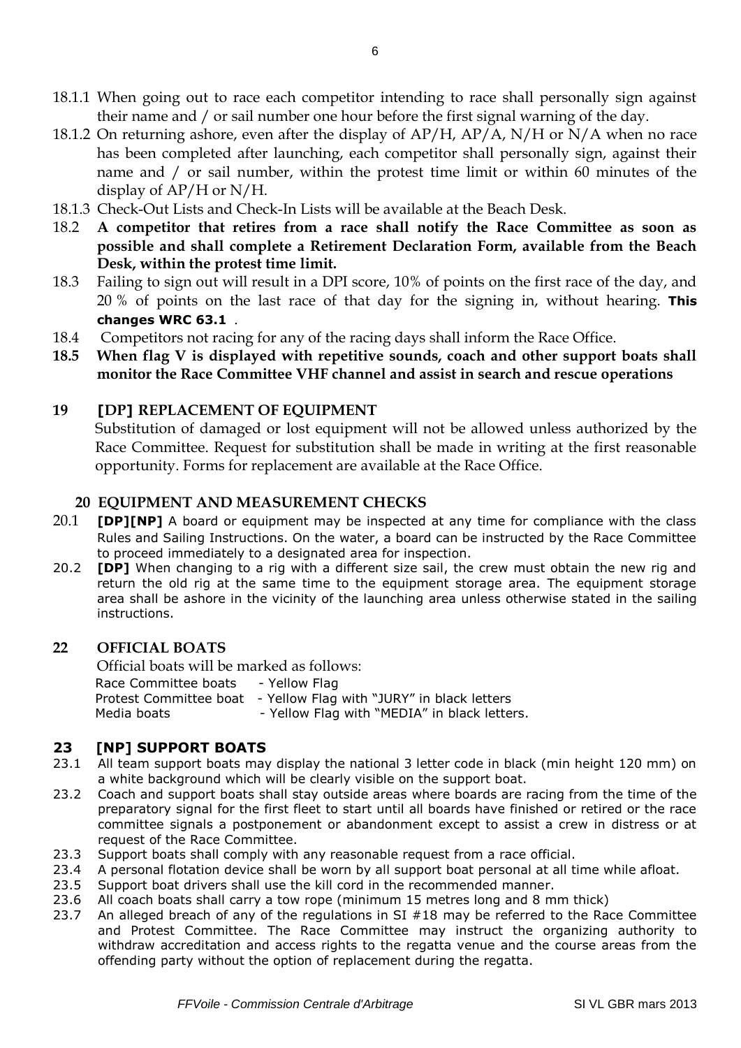18.1.1 When going out to race each competitor intending to race shall personally sign against their name and / or sail number one hour before the first signal warning of the day.

18.1.2 On returning ashore, even after the display of AP/H, AP/A, N/H or N/A when no race has been completed after launching, each competitor shall personally sign, against their name and / or sail number, within the protest time limit or within 60 minutes of the display of AP/H or N/H.

18.1.3 Check-Out Lists and Check-In Lists will be available at the Beach Desk.

18.2 **A competitor that retires from a race shall notify the Race Committee as soon as possible and shall complete a Retirement Declaration Form, available from the Beach Desk, within the protest time limit.**

18.3 Failing to sign out will result in a DPI score, 10% of points on the first race of the day, and 20 % of points on the last race of that day for the signing in, without hearing. **This changes WRC 63.1** .

18.4 Competitors not racing for any of the racing days shall inform the Race Office.

**18.5 When flag V is displayed with repetitive sounds, coach and other support boats shall monitor the Race Committee VHF channel and assist in search and rescue operations**

## 19 [DP] REPLACEMENT OF EQUIPMENT

Substitution of damaged or lost equipment will not be allowed unless authorized by the Race Committee. Request for substitution shall be made in writing at the first reasonable opportunity. Forms for replacement are available at the Race Office.

## 20 EQUIPMENT AND MEASUREMENT CHECKS

20.1 **[DP][NP]** A board or equipment may be inspected at any time for compliance with the class Rules and Sailing Instructions. On the water, a board can be instructed by the Race Committee to proceed immediately to a designated area for inspection.

20.2 **[DP]** When changing to a rig with a different size sail, the crew must obtain the new rig and return the old rig at the same time to the equipment storage area. The equipment storage area shall be ashore in the vicinity of the launching area unless otherwise stated in the sailing instructions.

## 22 OFFICIAL BOATS

Official boats will be marked as follows:

Race Committee boats - Yellow Flag
Protest Committee boat - Yellow Flag with "JURY" in black letters
Media boats - Yellow Flag with "MEDIA" in black letters.

## 23 [NP] SUPPORT BOATS

23.1 All team support boats may display the national 3 letter code in black (min height 120 mm) on a white background which will be clearly visible on the support boat.

23.2 Coach and support boats shall stay outside areas where boards are racing from the time of the preparatory signal for the first fleet to start until all boards have finished or retired or the race committee signals a postponement or abandonment except to assist a crew in distress or at request of the Race Committee.

23.3 Support boats shall comply with any reasonable request from a race official.

23.4 A personal flotation device shall be worn by all support boat personal at all time while afloat.

23.5 Support boat drivers shall use the kill cord in the recommended manner.

23.6 All coach boats shall carry a tow rope (minimum 15 metres long and 8 mm thick)

23.7 An alleged breach of any of the regulations in SI #18 may be referred to the Race Committee and Protest Committee. The Race Committee may instruct the organizing authority to withdraw accreditation and access rights to the regatta venue and the course areas from the offending party without the option of replacement during the regatta.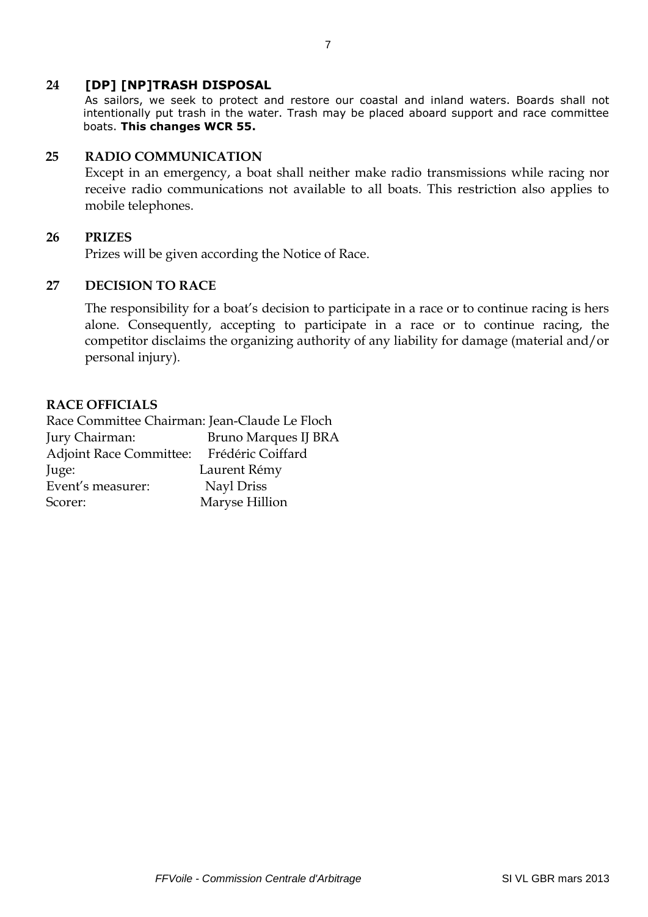## 24 [DP] [NP]TRASH DISPOSAL

As sailors, we seek to protect and restore our coastal and inland waters. Boards shall not intentionally put trash in the water. Trash may be placed aboard support and race committee boats. **This changes WCR 55.**

## 25 RADIO COMMUNICATION

Except in an emergency, a boat shall neither make radio transmissions while racing nor receive radio communications not available to all boats. This restriction also applies to mobile telephones.

## 26 PRIZES

Prizes will be given according the Notice of Race.

## 27 DECISION TO RACE

The responsibility for a boat's decision to participate in a race or to continue racing is hers alone. Consequently, accepting to participate in a race or to continue racing, the competitor disclaims the organizing authority of any liability for damage (material and/or personal injury).

**RACE OFFICIALS**

Race Committee Chairman: Jean-Claude Le Floch
Jury Chairman: Bruno Marques IJ BRA
Adjoint Race Committee: Frédéric Coiffard
Juge: Laurent Rémy
Event's measurer: Nayl Driss
Scorer: Maryse Hillion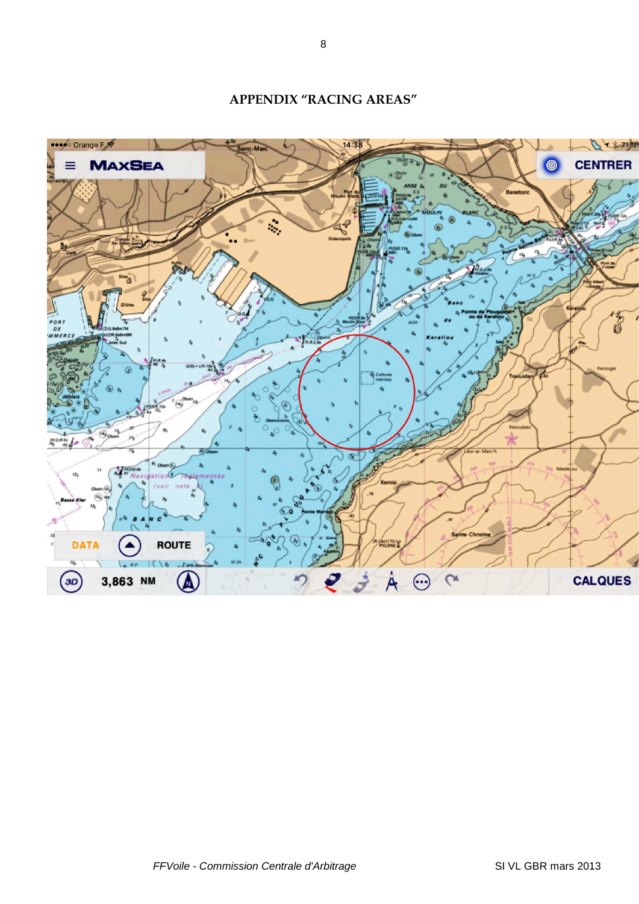## APPENDIX "RACING AREAS"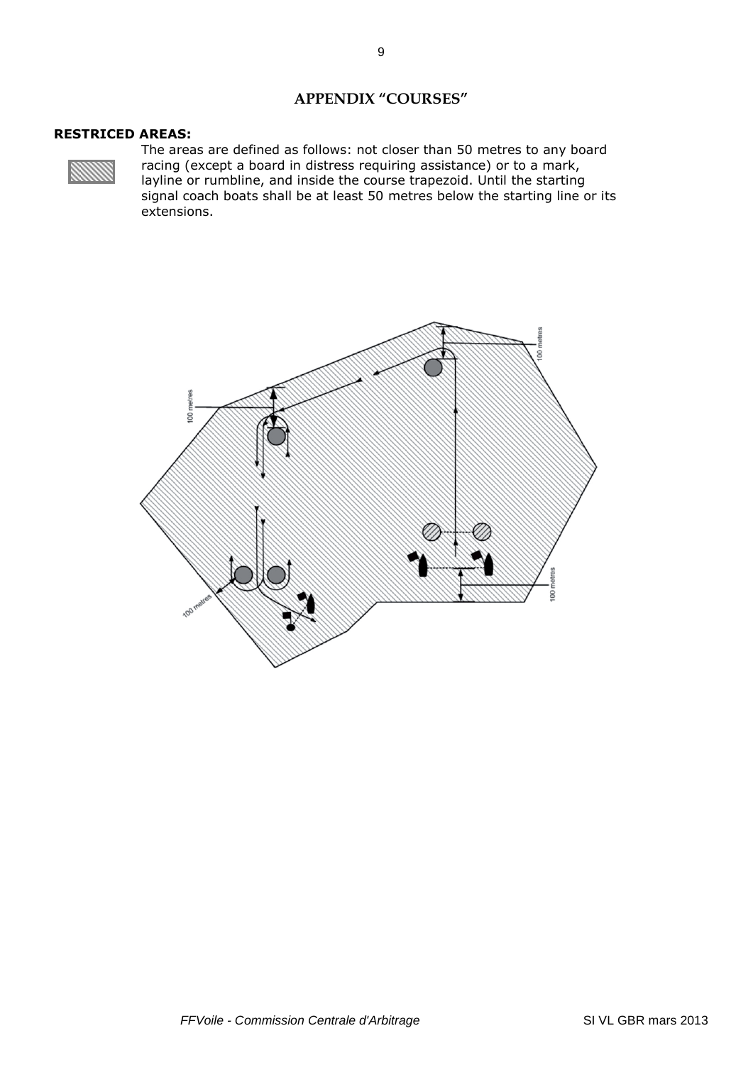# APPENDIX "COURSES"

**RESTRICED AREAS:**

The areas are defined as follows: not closer than 50 metres to any board racing (except a board in distress requiring assistance) or to a mark, layline or rumbline, and inside the course trapezoid. Until the starting signal coach boats shall be at least 50 metres below the starting line or its extensions.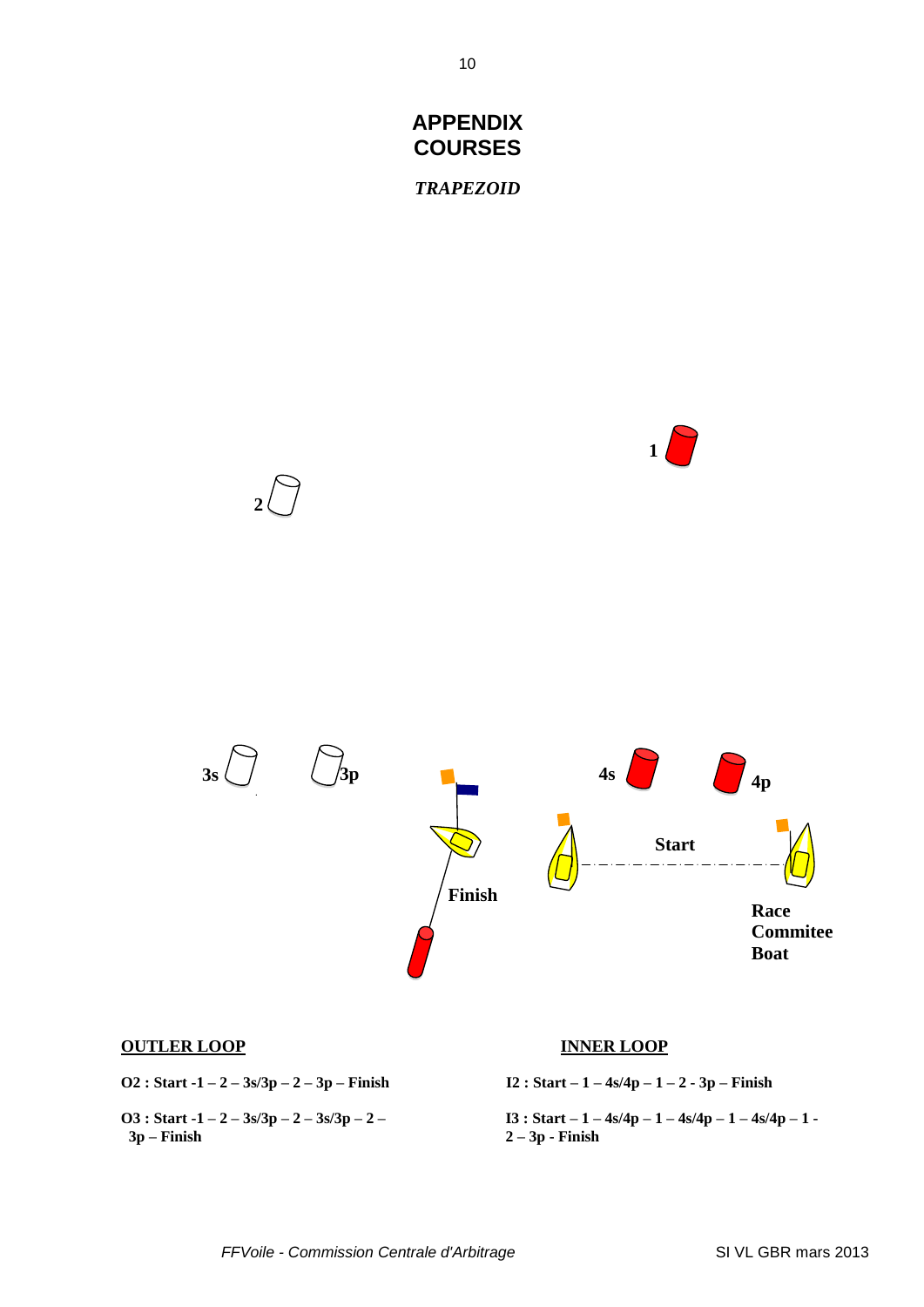# APPENDIX COURSES

## *TRAPEZOID*

1

2

3s 3p

4s 4p

Start

Finish

Race Commitee Boat

**OUTLER LOOP**

**O2 : Start -1 – 2 – 3s/3p – 2 – 3p – Finish**

**O3 : Start -1 – 2 – 3s/3p – 2 – 3s/3p – 2 – 3p – Finish**

**INNER LOOP**

**I2 : Start – 1 – 4s/4p – 1 – 2 - 3p – Finish**

**I3 : Start – 1 – 4s/4p – 1 – 4s/4p – 1 – 4s/4p – 1 - 2 – 3p - Finish**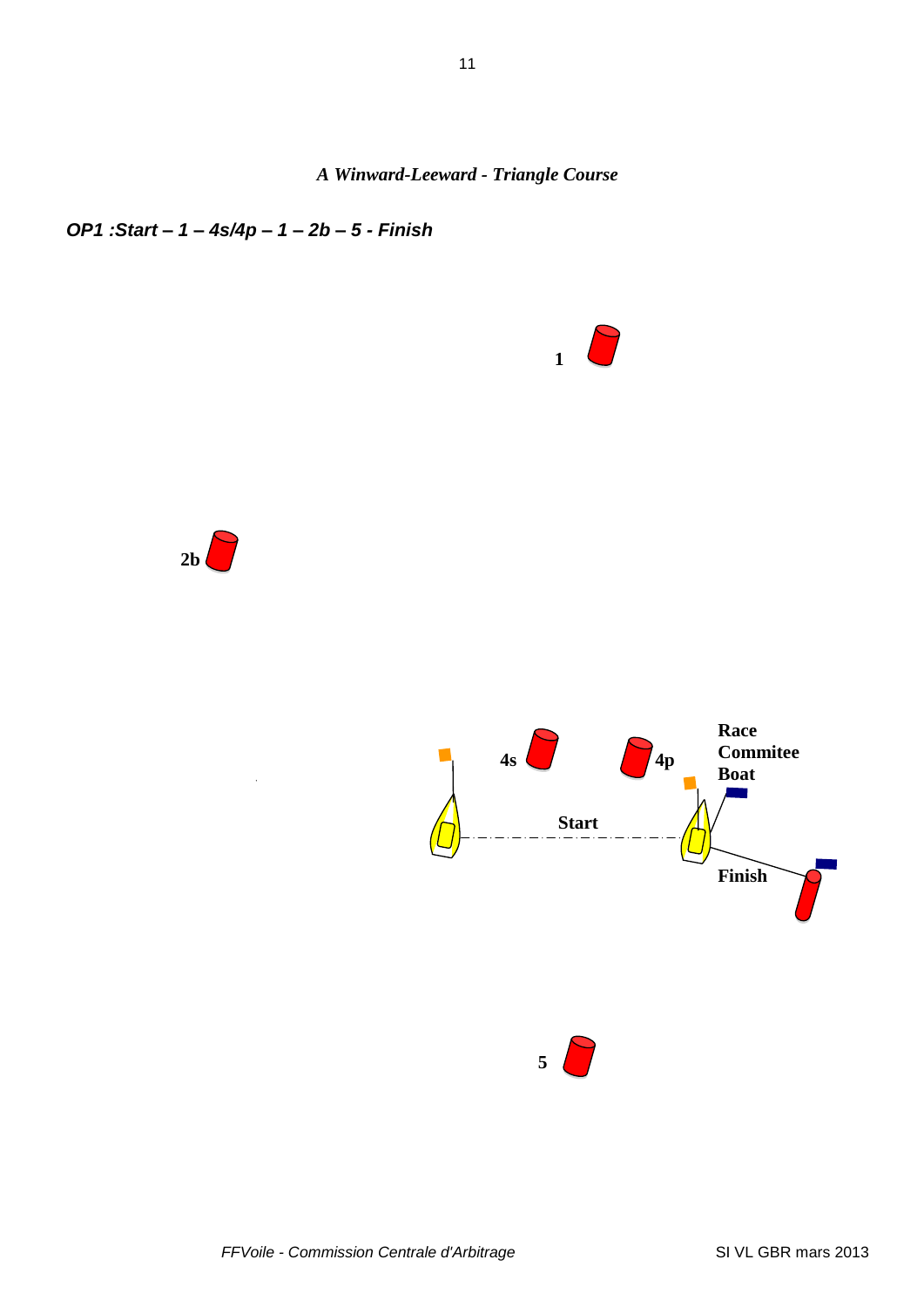## *A Winward-Leeward - Triangle Course*

***OP1 :Start – 1 – 4s/4p – 1 – 2b – 5 - Finish***

1

2b

4s

4p

Race Commitee Boat

Start

Finish

5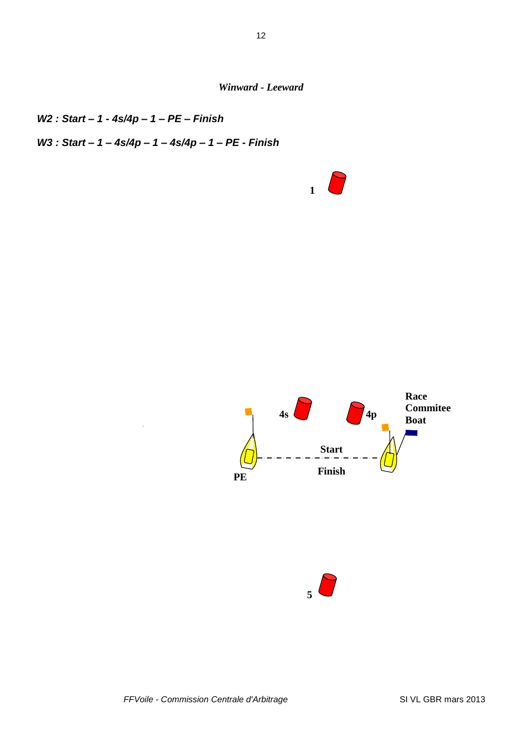*Winward - Leeward*

***W2 : Start – 1 - 4s/4p – 1 – PE – Finish***

***W3 : Start – 1 – 4s/4p – 1 – 4s/4p – 1 – PE - Finish***

1

4s

4p

Race Commitee Boat

Start

Finish

PE

5